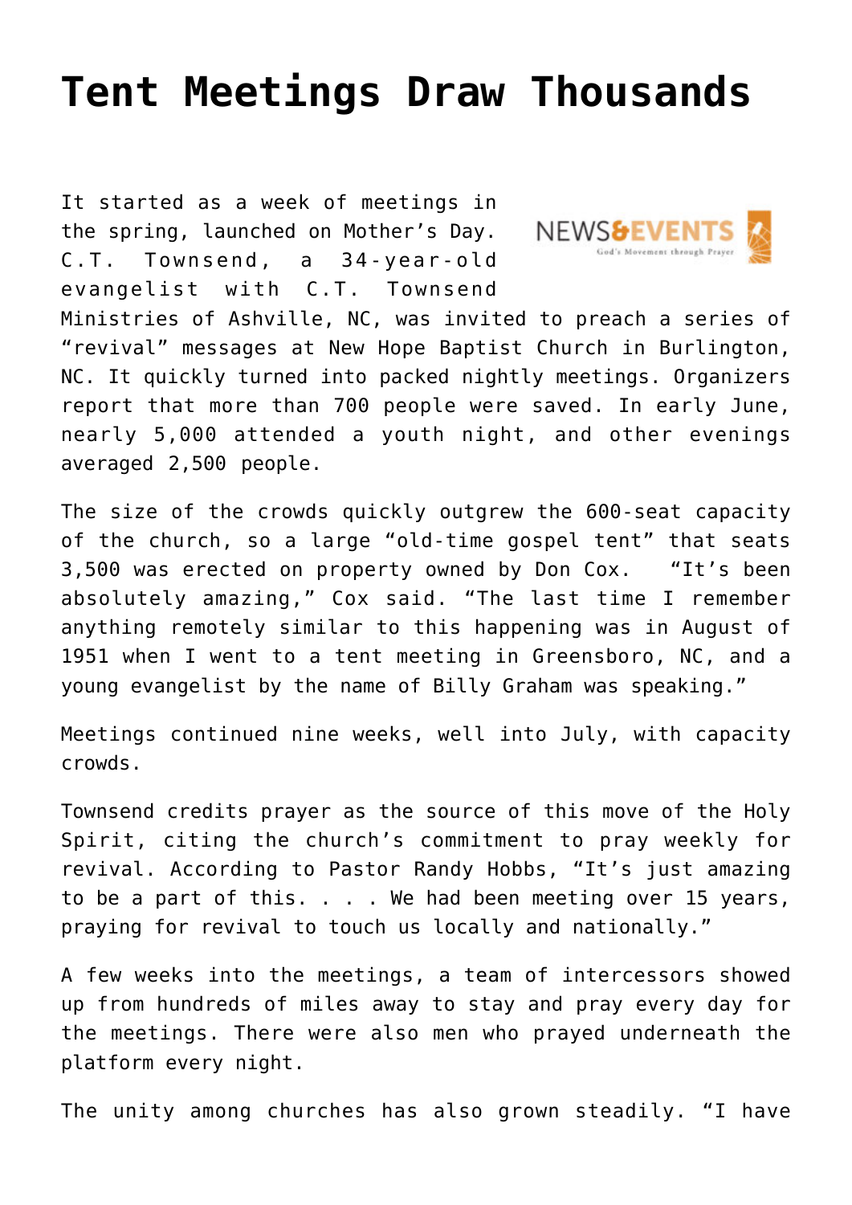# Tent Meetings Draw Thousands

It started as a week of meetings in the spring, launched on Mother's Day. C.T. Townsend, a 34-year-old evangelist with C.T. Townsend Ministries of Ashville, NC, was invited to preach a series of "revival" messages at New Hope Baptist Church in Burlington, NC. It quickly turned into packed nightly meetings. Organizers report that more than 700 people were saved. In early June, nearly 5,000 attended a youth night, and other evenings averaged 2,500 people.

The size of the crowds quickly outgrew the 600-seat capacity of the church, so a large "old-time gospel tent" that seats 3,500 was erected on property owned by Don Cox. "It's been absolutely amazing," Cox said. "The last time I remember anything remotely similar to this happening was in August of 1951 when I went to a tent meeting in Greensboro, NC, and a young evangelist by the name of Billy Graham was speaking."

Meetings continued nine weeks, well into July, with capacity crowds.

Townsend credits prayer as the source of this move of the Holy Spirit, citing the church's commitment to pray weekly for revival. According to Pastor Randy Hobbs, "It's just amazing to be a part of this. . . . We had been meeting over 15 years, praying for revival to touch us locally and nationally."

A few weeks into the meetings, a team of intercessors showed up from hundreds of miles away to stay and pray every day for the meetings. There were also men who prayed underneath the platform every night.

The unity among churches has also grown steadily. "I have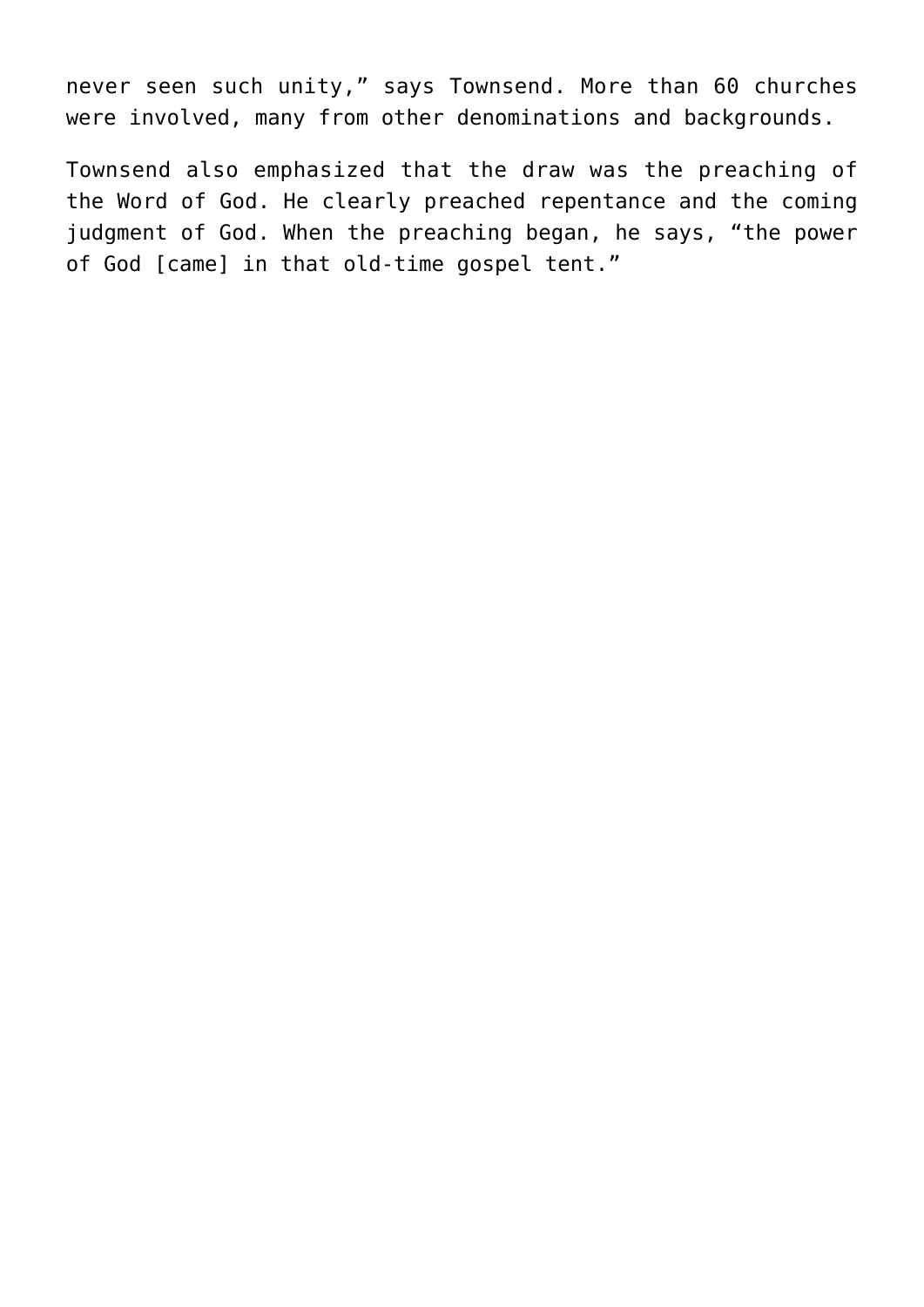never seen such unity," says Townsend. More than 60 churches were involved, many from other denominations and backgrounds.

Townsend also emphasized that the draw was the preaching of the Word of God. He clearly preached repentance and the coming judgment of God. When the preaching began, he says, "the power of God [came] in that old-time gospel tent."